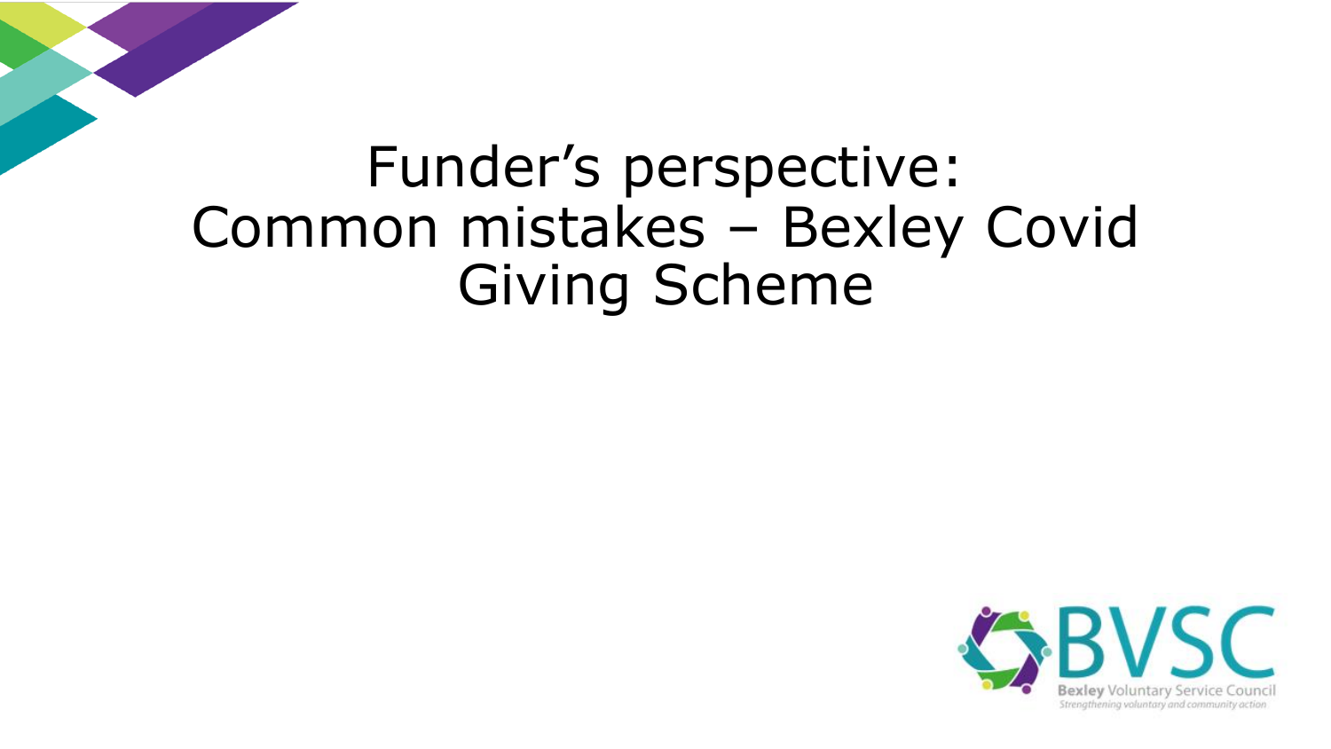# Funder's perspective: Common mistakes – Bexley Covid Giving Scheme

BVSC
Bexley Voluntary Service Council
*Strengthening voluntary and community action*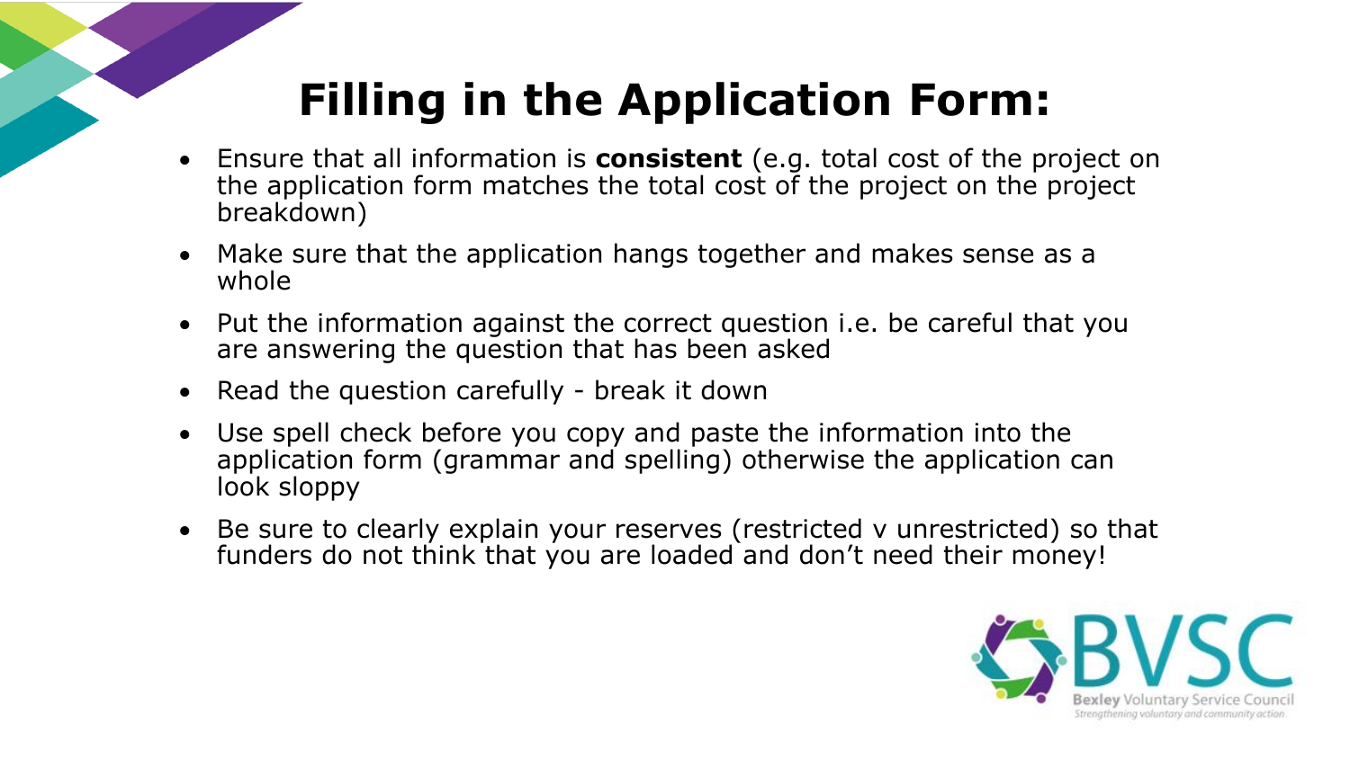# Filling in the Application Form:

- Ensure that all information is **consistent** (e.g. total cost of the project on the application form matches the total cost of the project on the project breakdown)
- Make sure that the application hangs together and makes sense as a whole
- Put the information against the correct question i.e. be careful that you are answering the question that has been asked
- Read the question carefully - break it down
- Use spell check before you copy and paste the information into the application form (grammar and spelling) otherwise the application can look sloppy
- Be sure to clearly explain your reserves (restricted v unrestricted) so that funders do not think that you are loaded and don't need their money!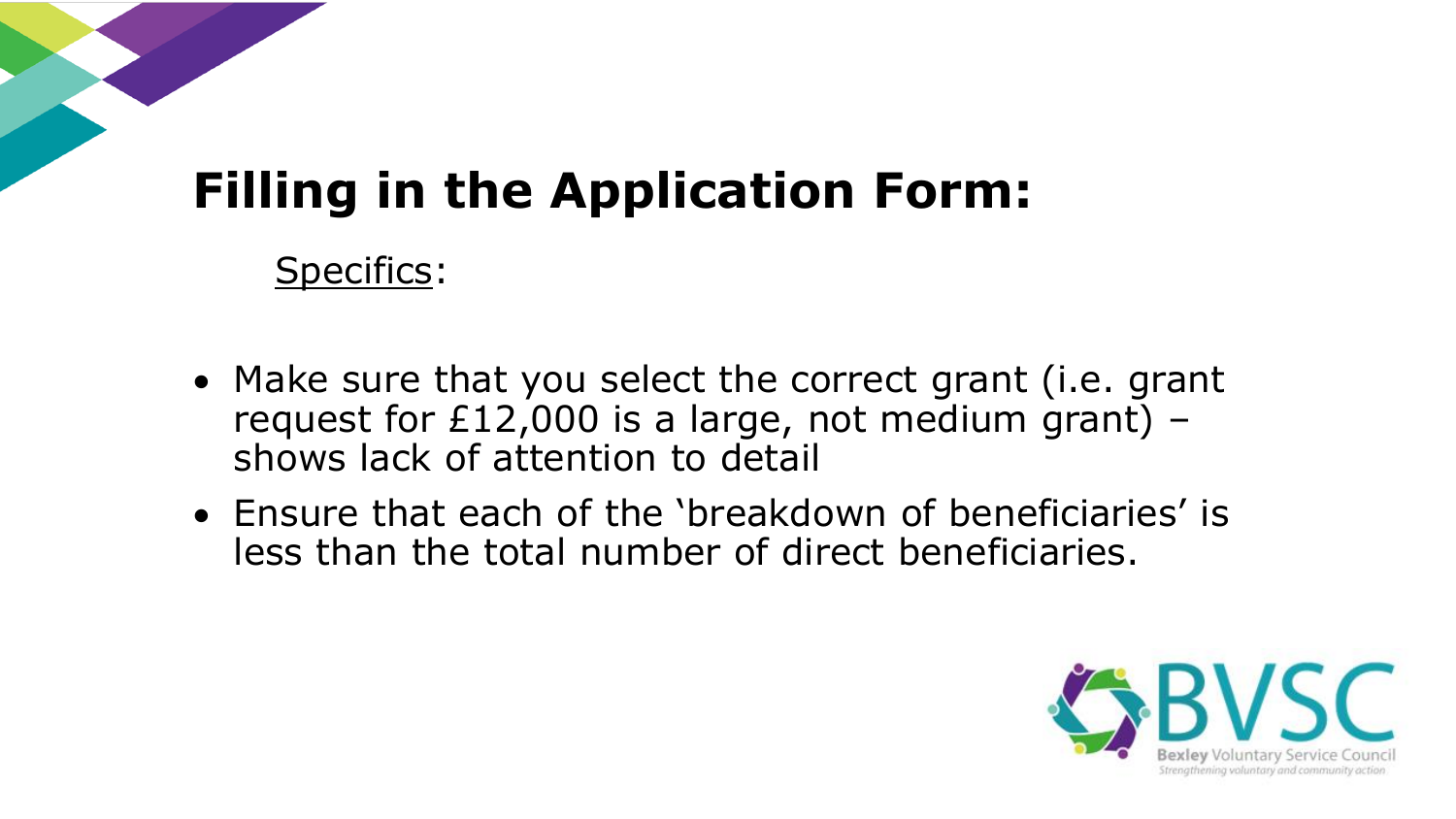# Filling in the Application Form:

Specifics:

- Make sure that you select the correct grant (i.e. grant request for £12,000 is a large, not medium grant) – shows lack of attention to detail
- Ensure that each of the 'breakdown of beneficiaries' is less than the total number of direct beneficiaries.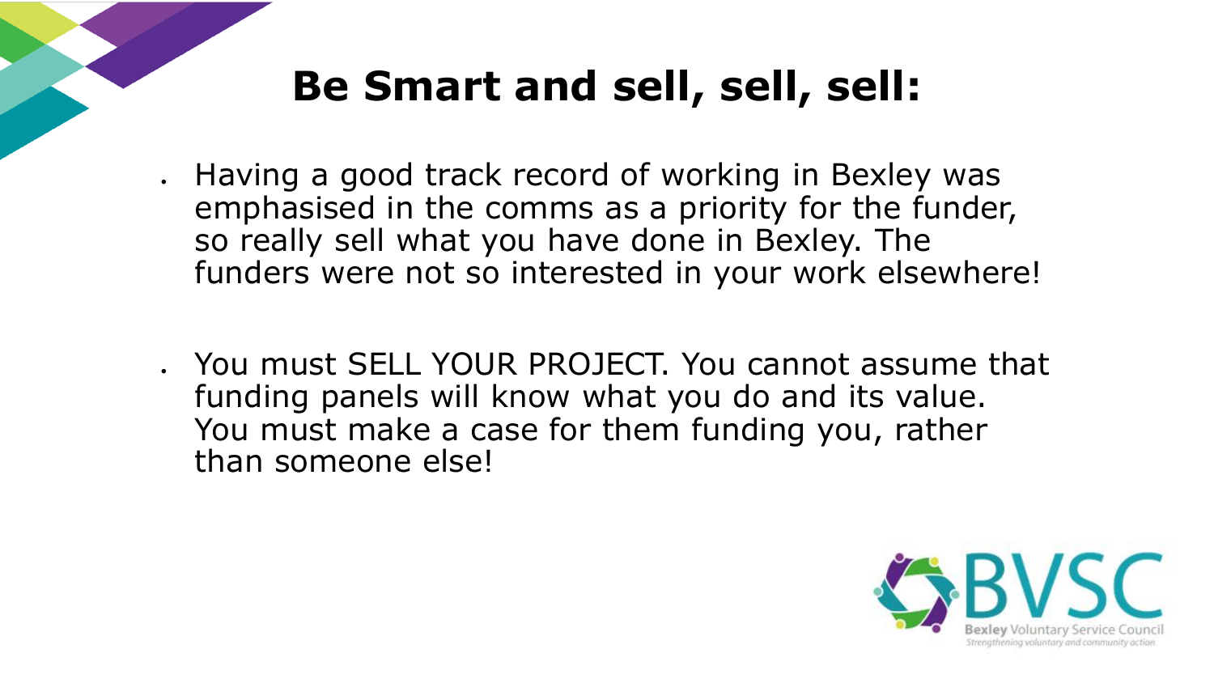# Be Smart and sell, sell, sell:

- Having a good track record of working in Bexley was emphasised in the comms as a priority for the funder, so really sell what you have done in Bexley. The funders were not so interested in your work elsewhere!

- You must SELL YOUR PROJECT. You cannot assume that funding panels will know what you do and its value. You must make a case for them funding you, rather than someone else!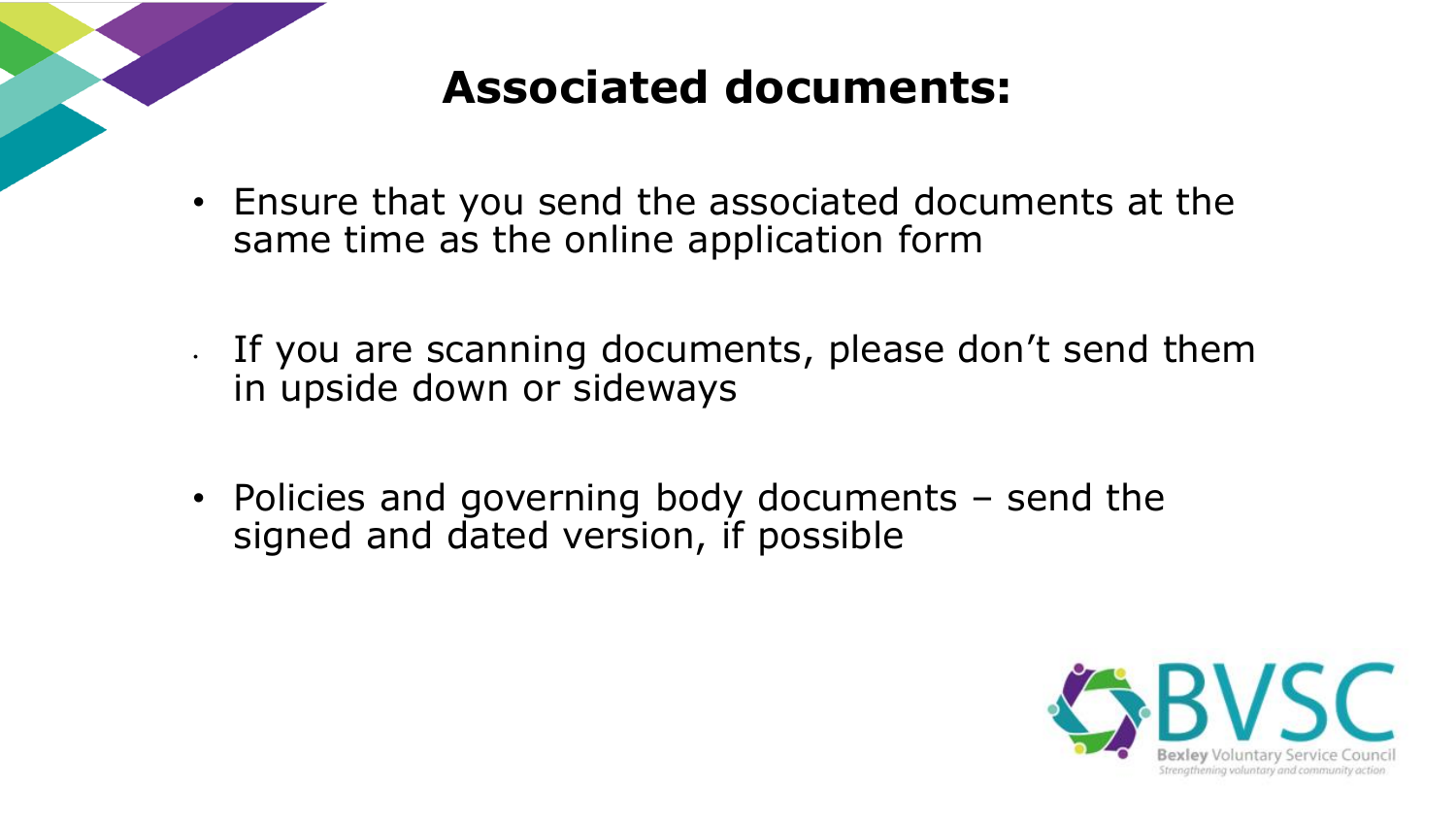# Associated documents:

- Ensure that you send the associated documents at the same time as the online application form
- If you are scanning documents, please don't send them in upside down or sideways
- Policies and governing body documents – send the signed and dated version, if possible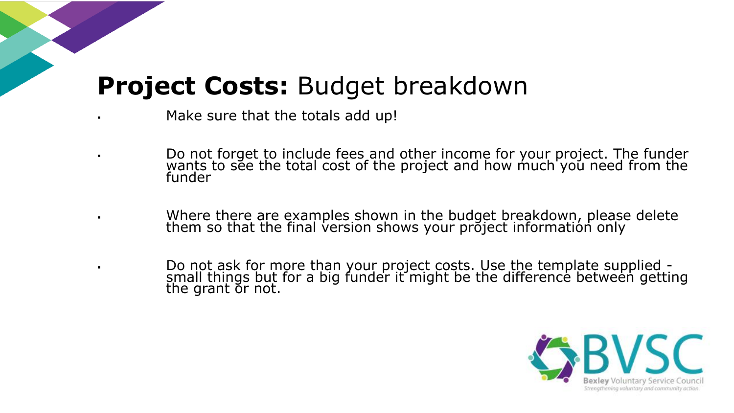# **Project Costs:** Budget breakdown

- Make sure that the totals add up!
- Do not forget to include fees and other income for your project. The funder wants to see the total cost of the project and how much you need from the funder
- Where there are examples shown in the budget breakdown, please delete them so that the final version shows your project information only
- Do not ask for more than your project costs. Use the template supplied - small things but for a big funder it might be the difference between getting the grant or not.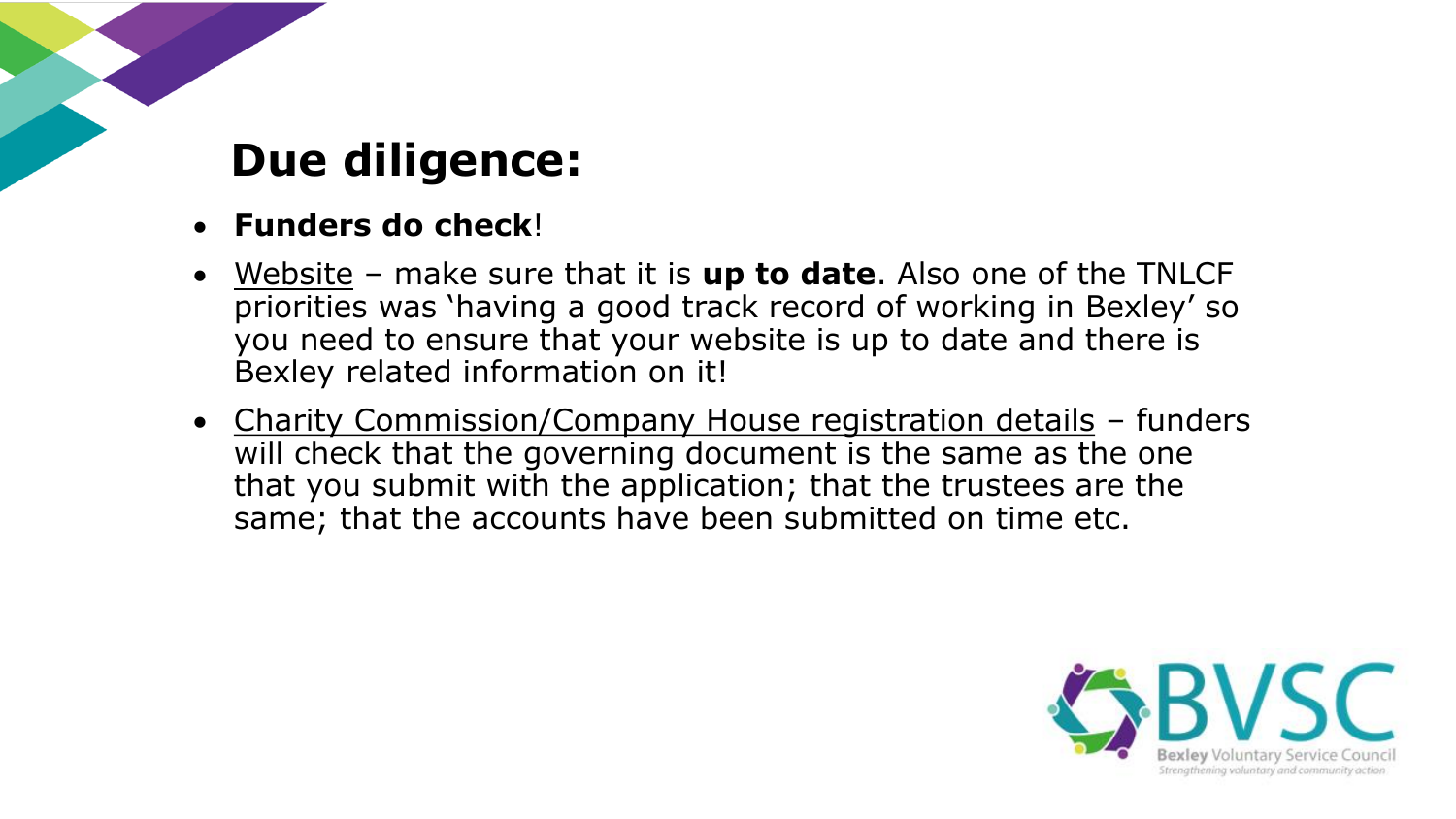# Due diligence:

- **Funders do check**!
- Website – make sure that it is **up to date**. Also one of the TNLCF priorities was 'having a good track record of working in Bexley' so you need to ensure that your website is up to date and there is Bexley related information on it!
- Charity Commission/Company House registration details – funders will check that the governing document is the same as the one that you submit with the application; that the trustees are the same; that the accounts have been submitted on time etc.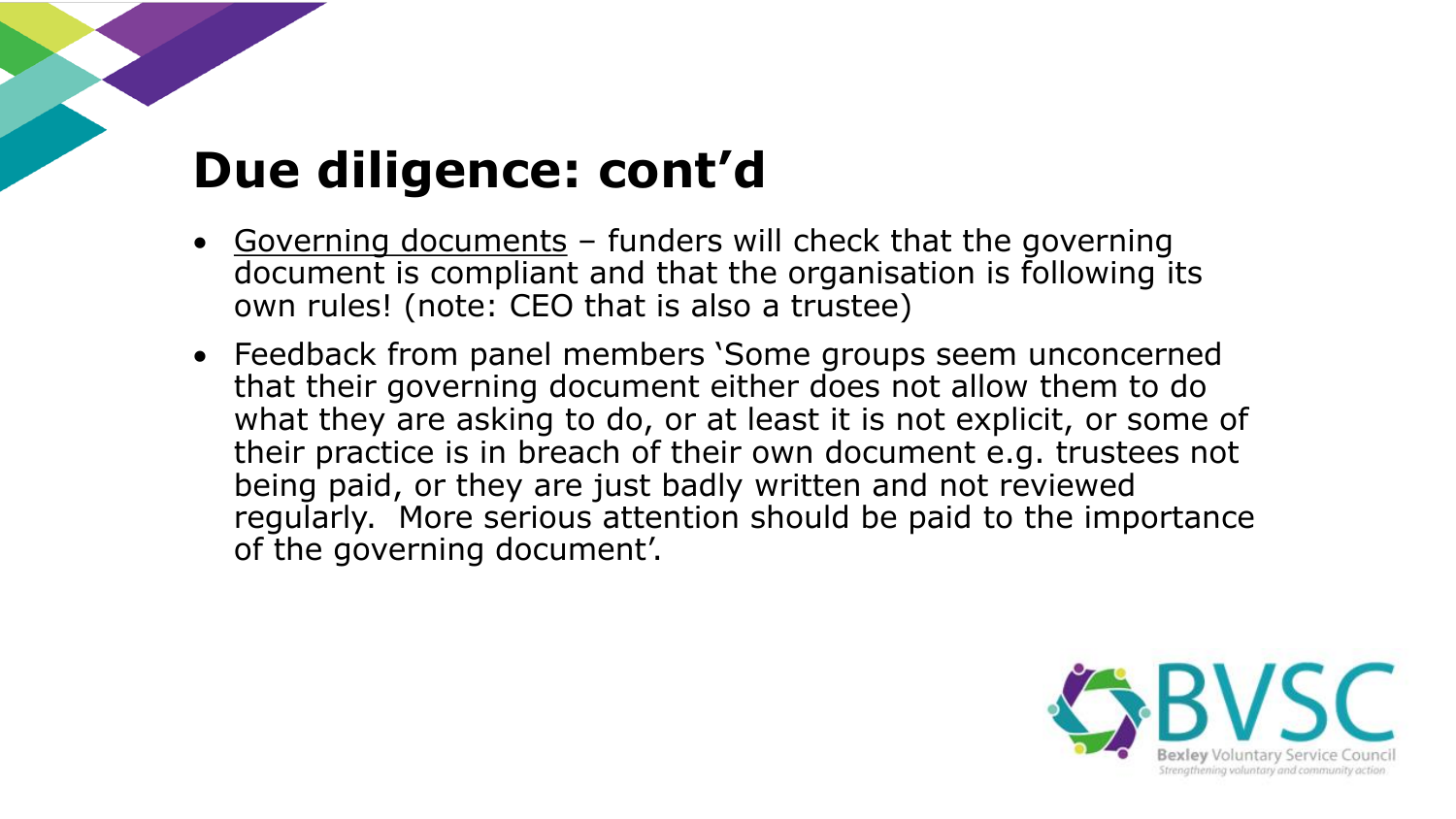# Due diligence: cont'd

- Governing documents – funders will check that the governing document is compliant and that the organisation is following its own rules! (note: CEO that is also a trustee)
- Feedback from panel members 'Some groups seem unconcerned that their governing document either does not allow them to do what they are asking to do, or at least it is not explicit, or some of their practice is in breach of their own document e.g. trustees not being paid, or they are just badly written and not reviewed regularly. More serious attention should be paid to the importance of the governing document'.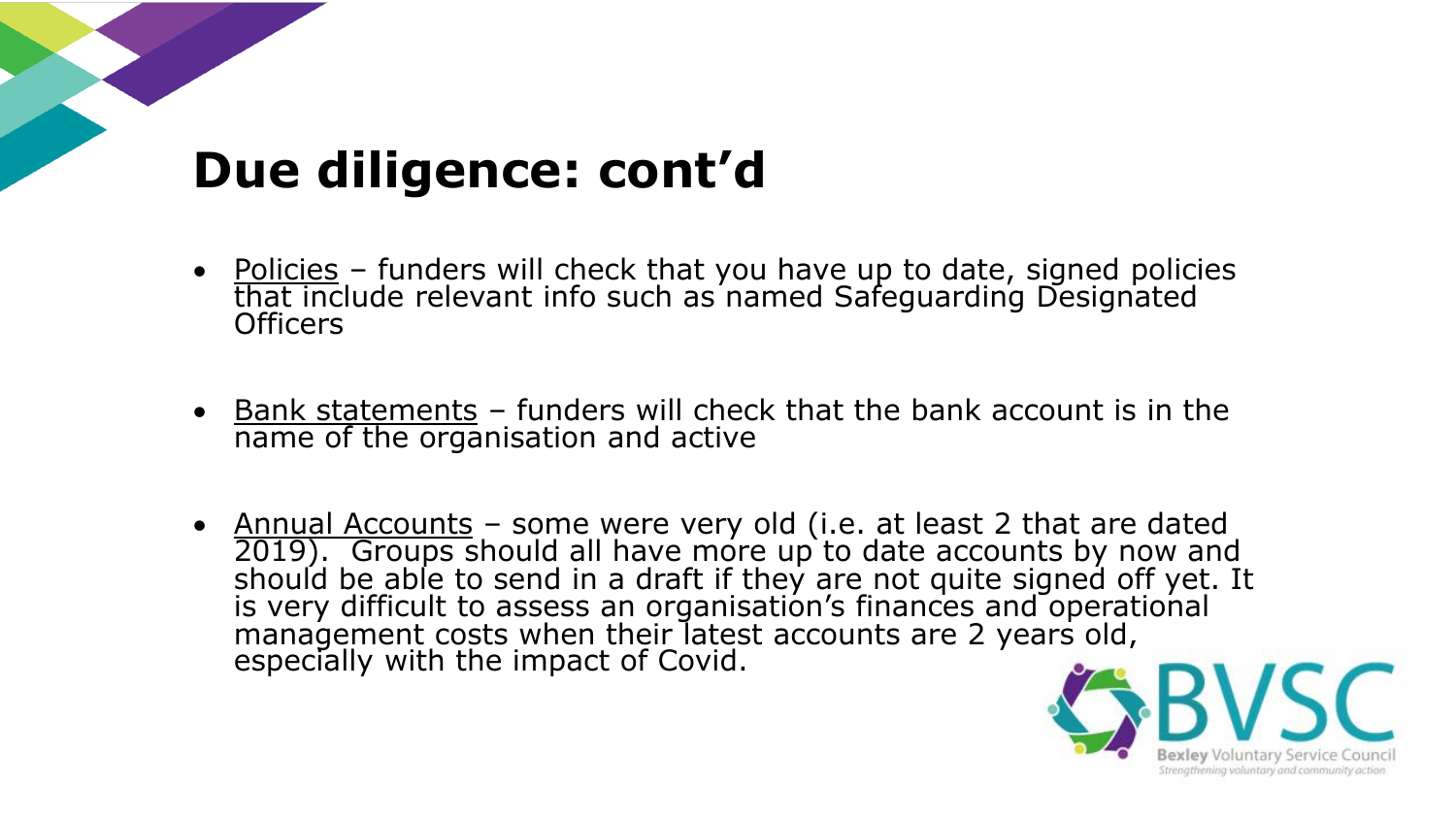# Due diligence: cont'd

- Policies – funders will check that you have up to date, signed policies that include relevant info such as named Safeguarding Designated Officers

- Bank statements – funders will check that the bank account is in the name of the organisation and active

- Annual Accounts – some were very old (i.e. at least 2 that are dated 2019). Groups should all have more up to date accounts by now and should be able to send in a draft if they are not quite signed off yet. It is very difficult to assess an organisation's finances and operational management costs when their latest accounts are 2 years old, especially with the impact of Covid.

BVSC
Bexley Voluntary Service Council
Strengthening voluntary and community action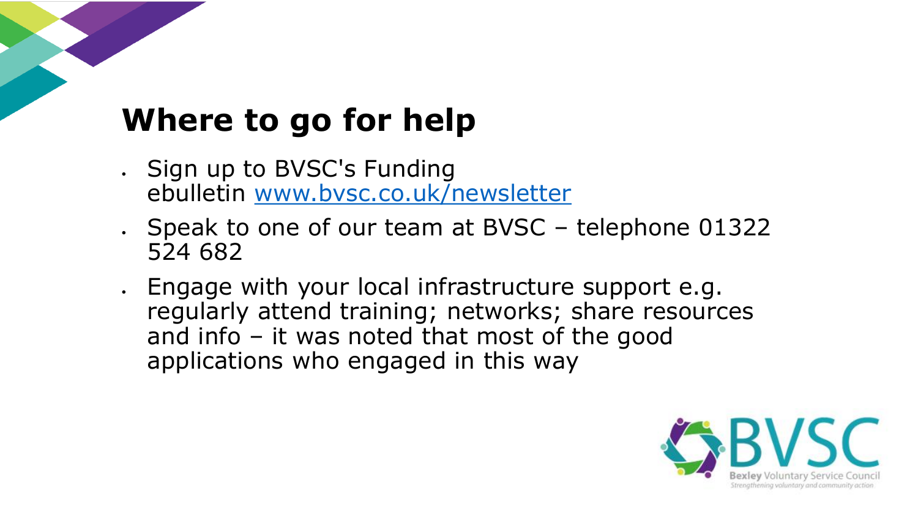# Where to go for help

- Sign up to BVSC's Funding ebulletin www.bvsc.co.uk/newsletter
- Speak to one of our team at BVSC – telephone 01322 524 682
- Engage with your local infrastructure support e.g. regularly attend training; networks; share resources and info – it was noted that most of the good applications who engaged in this way

BVSC
Bexley Voluntary Service Council
*Strengthening voluntary and community action*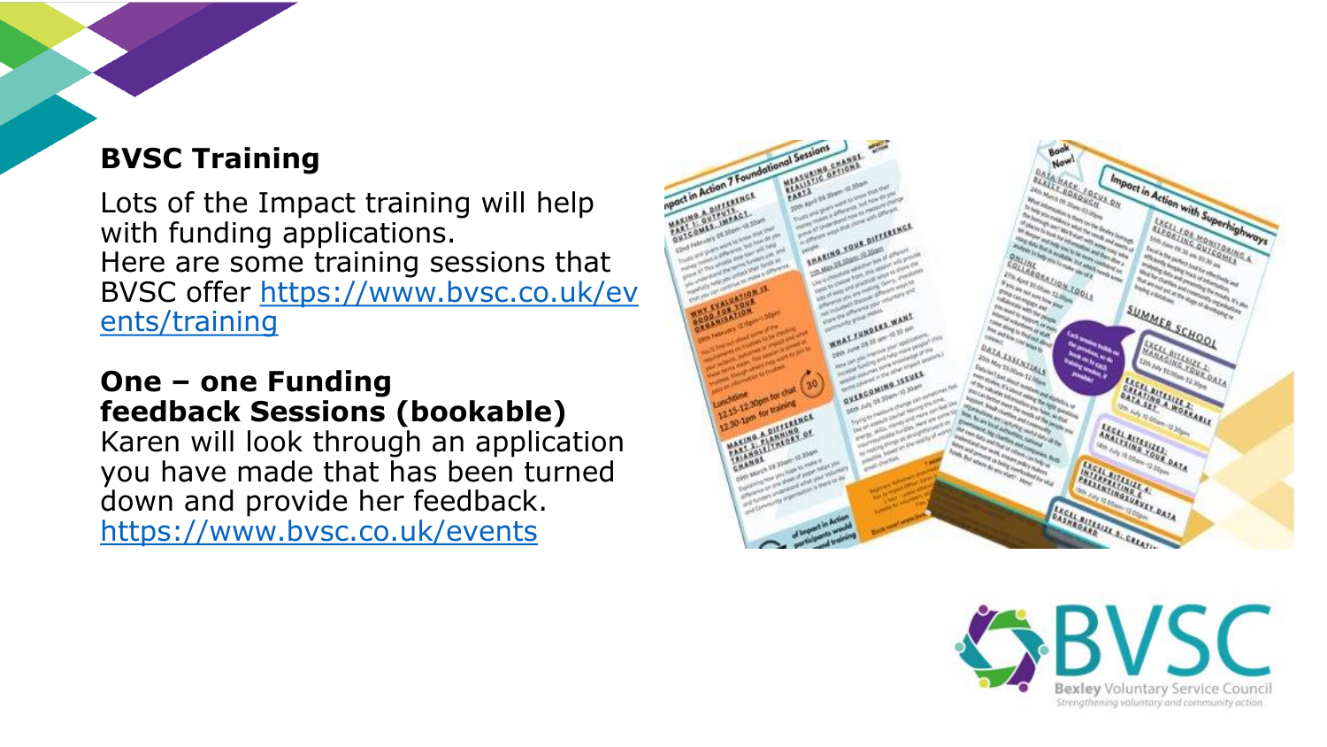## BVSC Training

Lots of the Impact training will help with funding applications.
Here are some training sessions that BVSC offer https://www.bvsc.co.uk/events/training

**One – one Funding feedback Sessions (bookable)**
Karen will look through an application you have made that has been turned down and provide her feedback.
https://www.bvsc.co.uk/events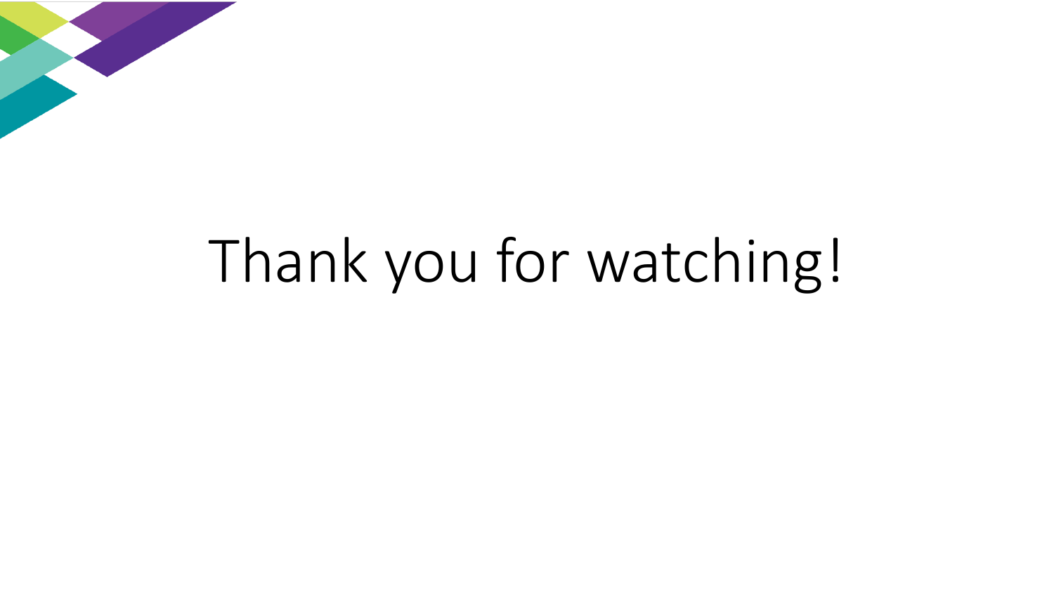# Thank you for watching!